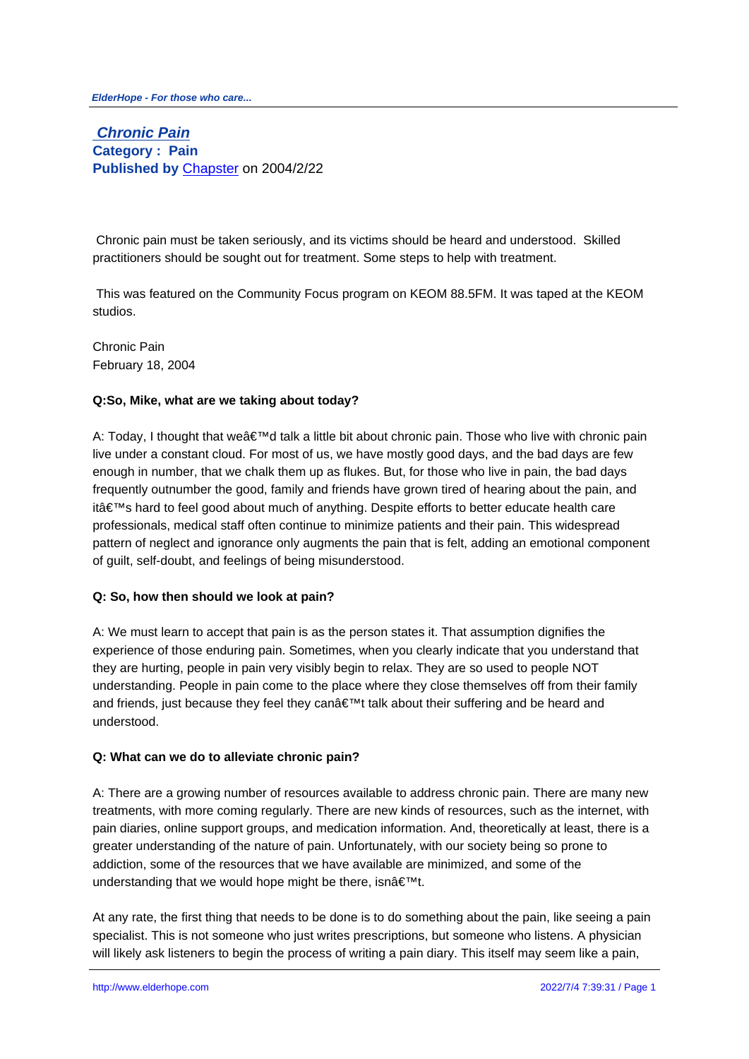# Chronic Pain

**Category : Pain**
**Published by** Chapster on 2004/2/22

Chronic pain must be taken seriously, and its victims should be heard and understood. Skilled practitioners should be sought out for treatment. Some steps to help with treatment.

This was featured on the Community Focus program on KEOM 88.5FM. It was taped at the KEOM studios.

Chronic Pain
February 18, 2004

**Q:So, Mike, what are we taking about today?**

A: Today, I thought that weâ€™d talk a little bit about chronic pain. Those who live with chronic pain live under a constant cloud. For most of us, we have mostly good days, and the bad days are few enough in number, that we chalk them up as flukes. But, for those who live in pain, the bad days frequently outnumber the good, family and friends have grown tired of hearing about the pain, and itâ€™s hard to feel good about much of anything. Despite efforts to better educate health care professionals, medical staff often continue to minimize patients and their pain. This widespread pattern of neglect and ignorance only augments the pain that is felt, adding an emotional component of guilt, self-doubt, and feelings of being misunderstood.

**Q: So, how then should we look at pain?**

A: We must learn to accept that pain is as the person states it. That assumption dignifies the experience of those enduring pain. Sometimes, when you clearly indicate that you understand that they are hurting, people in pain very visibly begin to relax. They are so used to people NOT understanding. People in pain come to the place where they close themselves off from their family and friends, just because they feel they canâ€™t talk about their suffering and be heard and understood.

**Q: What can we do to alleviate chronic pain?**

A: There are a growing number of resources available to address chronic pain. There are many new treatments, with more coming regularly. There are new kinds of resources, such as the internet, with pain diaries, online support groups, and medication information. And, theoretically at least, there is a greater understanding of the nature of pain. Unfortunately, with our society being so prone to addiction, some of the resources that we have available are minimized, and some of the understanding that we would hope might be there, isnâ€™t.

At any rate, the first thing that needs to be done is to do something about the pain, like seeing a pain specialist. This is not someone who just writes prescriptions, but someone who listens. A physician will likely ask listeners to begin the process of writing a pain diary. This itself may seem like a pain,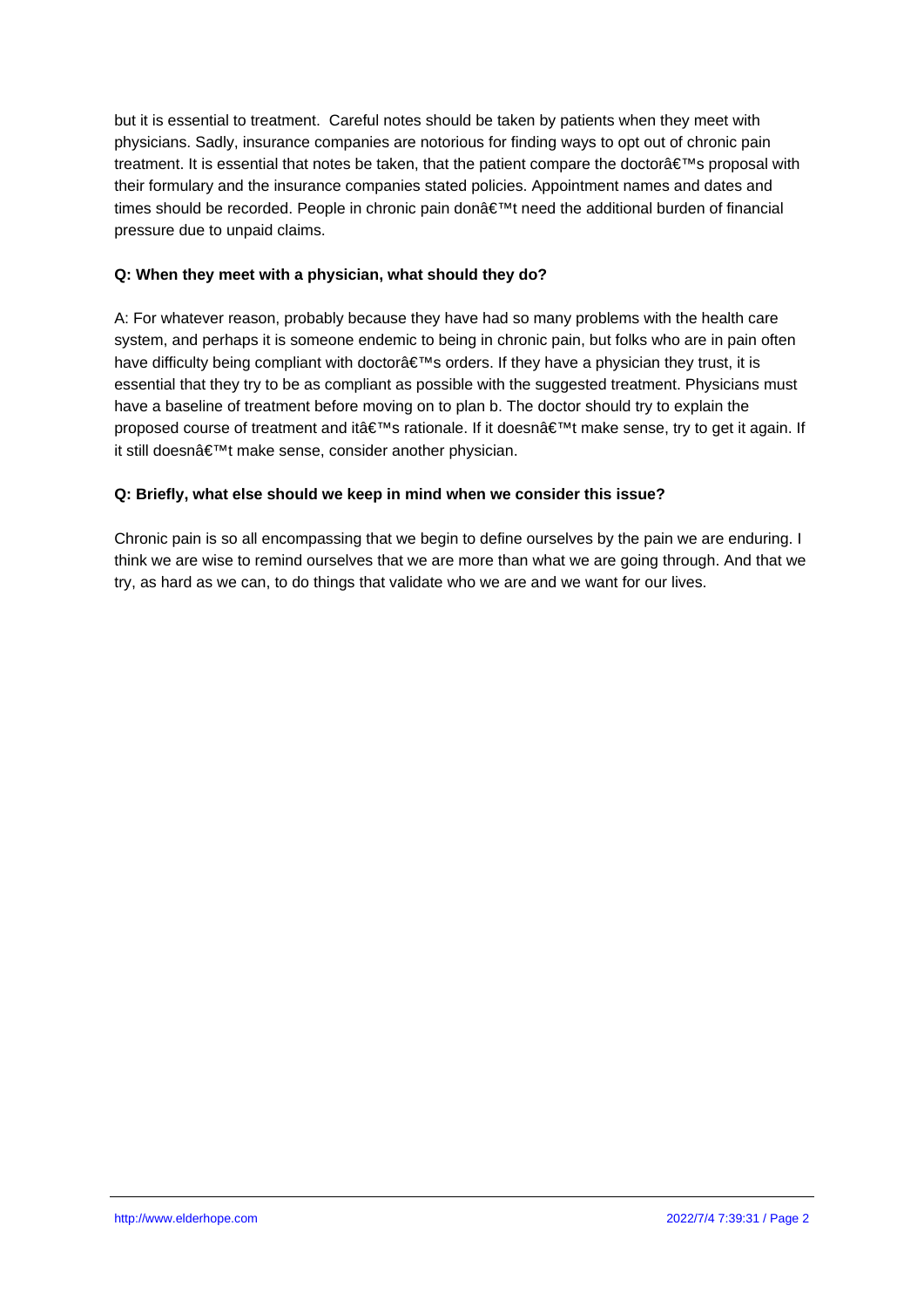but it is essential to treatment. Careful notes should be taken by patients when they meet with physicians. Sadly, insurance companies are notorious for finding ways to opt out of chronic pain treatment. It is essential that notes be taken, that the patient compare the doctorâ€™s proposal with their formulary and the insurance companies stated policies. Appointment names and dates and times should be recorded. People in chronic pain donâ€™t need the additional burden of financial pressure due to unpaid claims.

**Q: When they meet with a physician, what should they do?**

A: For whatever reason, probably because they have had so many problems with the health care system, and perhaps it is someone endemic to being in chronic pain, but folks who are in pain often have difficulty being compliant with doctorâ€™s orders. If they have a physician they trust, it is essential that they try to be as compliant as possible with the suggested treatment. Physicians must have a baseline of treatment before moving on to plan b. The doctor should try to explain the proposed course of treatment and itâ€™s rationale. If it doesnâ€™t make sense, try to get it again. If it still doesnâ€™t make sense, consider another physician.

**Q: Briefly, what else should we keep in mind when we consider this issue?**

Chronic pain is so all encompassing that we begin to define ourselves by the pain we are enduring. I think we are wise to remind ourselves that we are more than what we are going through. And that we try, as hard as we can, to do things that validate who we are and we want for our lives.